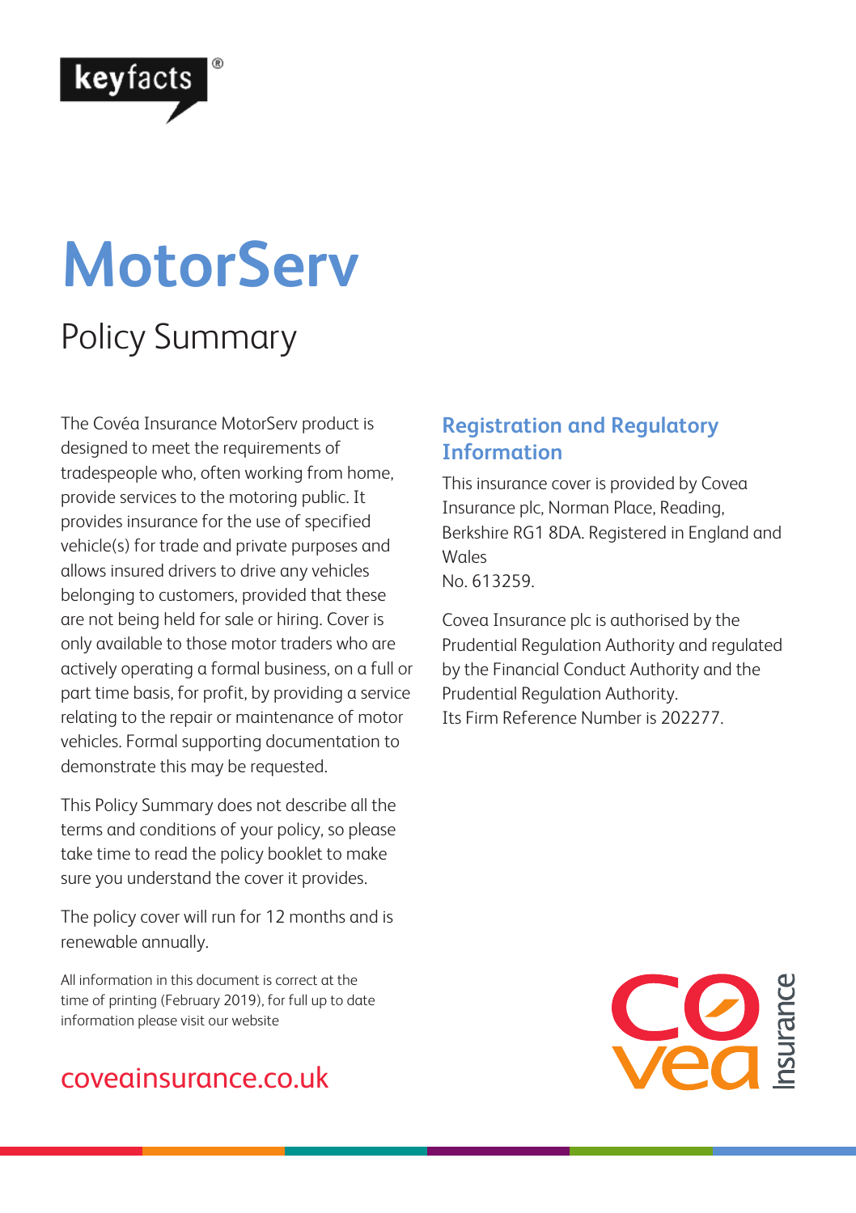keyfacts®

# MotorServ

## Policy Summary

The Covéa Insurance MotorServ product is designed to meet the requirements of tradespeople who, often working from home, provide services to the motoring public. It provides insurance for the use of specified vehicle(s) for trade and private purposes and allows insured drivers to drive any vehicles belonging to customers, provided that these are not being held for sale or hiring. Cover is only available to those motor traders who are actively operating a formal business, on a full or part time basis, for profit, by providing a service relating to the repair or maintenance of motor vehicles. Formal supporting documentation to demonstrate this may be requested.

This Policy Summary does not describe all the terms and conditions of your policy, so please take time to read the policy booklet to make sure you understand the cover it provides.

The policy cover will run for 12 months and is renewable annually.

All information in this document is correct at the time of printing (February 2019), for full up to date information please visit our website

coveainsurance.co.uk

### Registration and Regulatory Information

This insurance cover is provided by Covea Insurance plc, Norman Place, Reading, Berkshire RG1 8DA. Registered in England and Wales
No. 613259.

Covea Insurance plc is authorised by the Prudential Regulation Authority and regulated by the Financial Conduct Authority and the Prudential Regulation Authority.
Its Firm Reference Number is 202277.

covea Insurance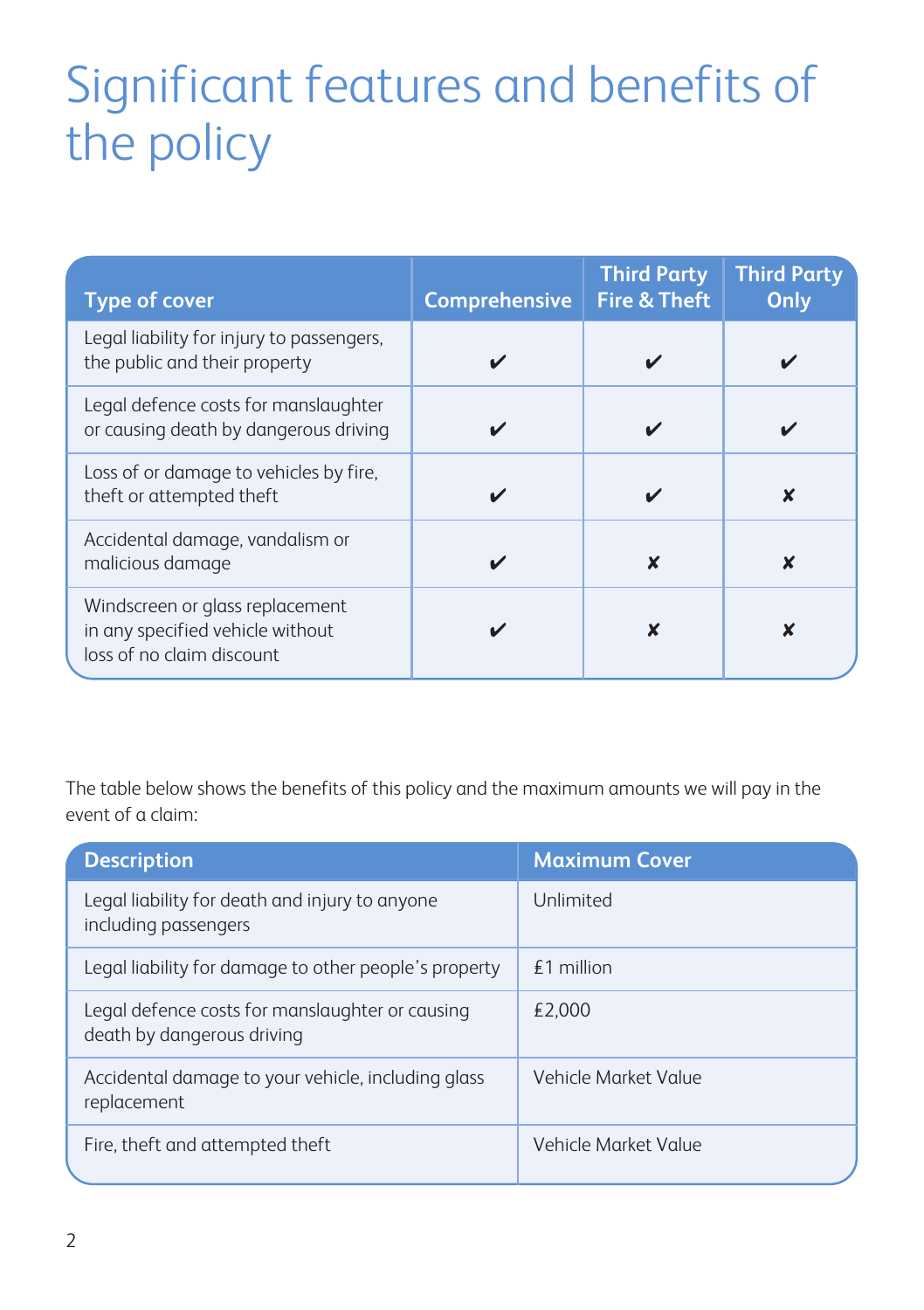# Significant features and benefits of the policy

| Type of cover | Comprehensive | Third Party Fire & Theft | Third Party Only |
|---|---|---|---|
| Legal liability for injury to passengers, the public and their property | ✔ | ✔ | ✔ |
| Legal defence costs for manslaughter or causing death by dangerous driving | ✔ | ✔ | ✔ |
| Loss of or damage to vehicles by fire, theft or attempted theft | ✔ | ✔ | ✘ |
| Accidental damage, vandalism or malicious damage | ✔ | ✘ | ✘ |
| Windscreen or glass replacement in any specified vehicle without loss of no claim discount | ✔ | ✘ | ✘ |

The table below shows the benefits of this policy and the maximum amounts we will pay in the event of a claim:

| Description | Maximum Cover |
|---|---|
| Legal liability for death and injury to anyone including passengers | Unlimited |
| Legal liability for damage to other people's property | £1 million |
| Legal defence costs for manslaughter or causing death by dangerous driving | £2,000 |
| Accidental damage to your vehicle, including glass replacement | Vehicle Market Value |
| Fire, theft and attempted theft | Vehicle Market Value |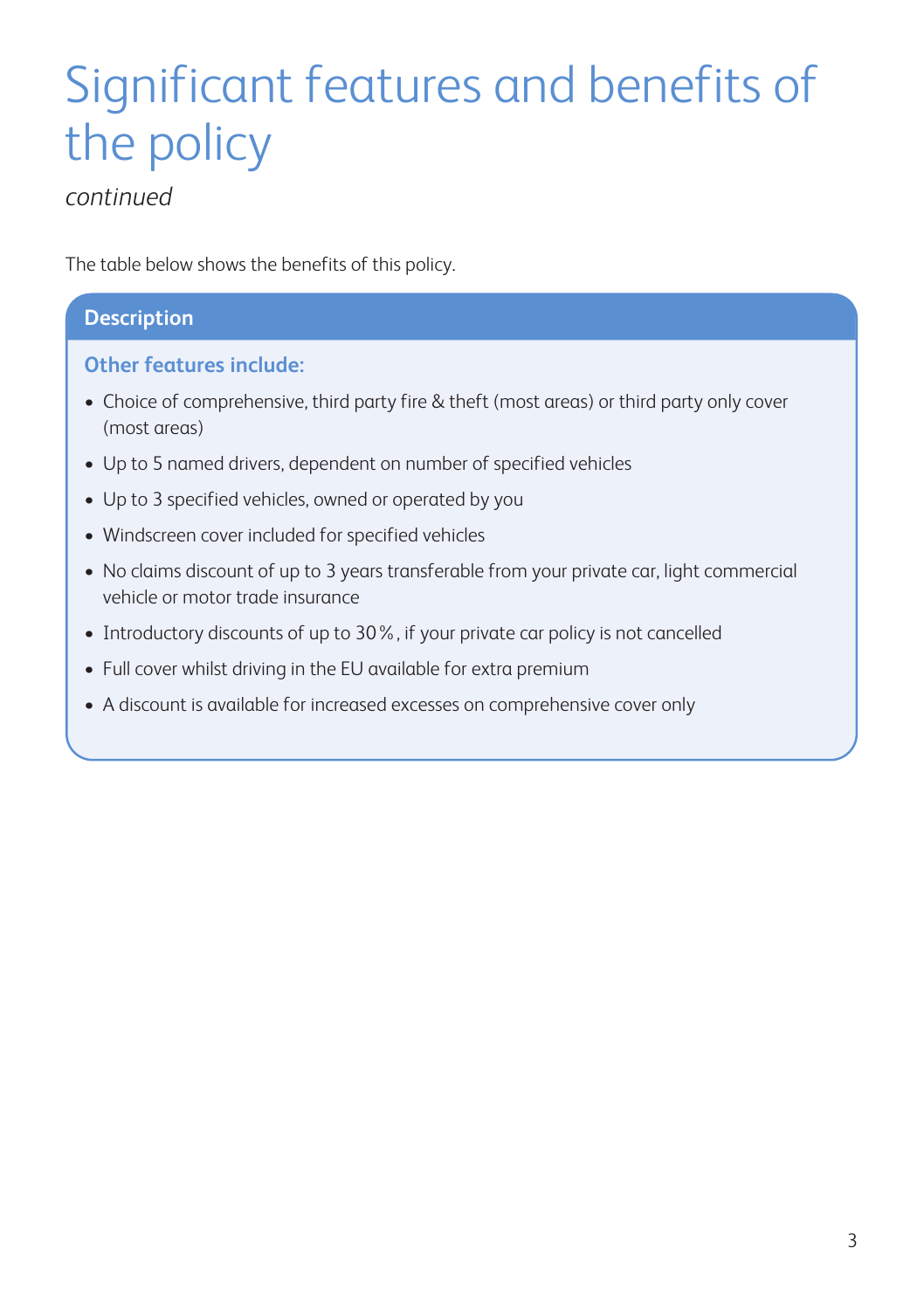# Significant features and benefits of the policy

*continued*

The table below shows the benefits of this policy.

## Description

### Other features include:

- Choice of comprehensive, third party fire & theft (most areas) or third party only cover (most areas)
- Up to 5 named drivers, dependent on number of specified vehicles
- Up to 3 specified vehicles, owned or operated by you
- Windscreen cover included for specified vehicles
- No claims discount of up to 3 years transferable from your private car, light commercial vehicle or motor trade insurance
- Introductory discounts of up to 30%, if your private car policy is not cancelled
- Full cover whilst driving in the EU available for extra premium
- A discount is available for increased excesses on comprehensive cover only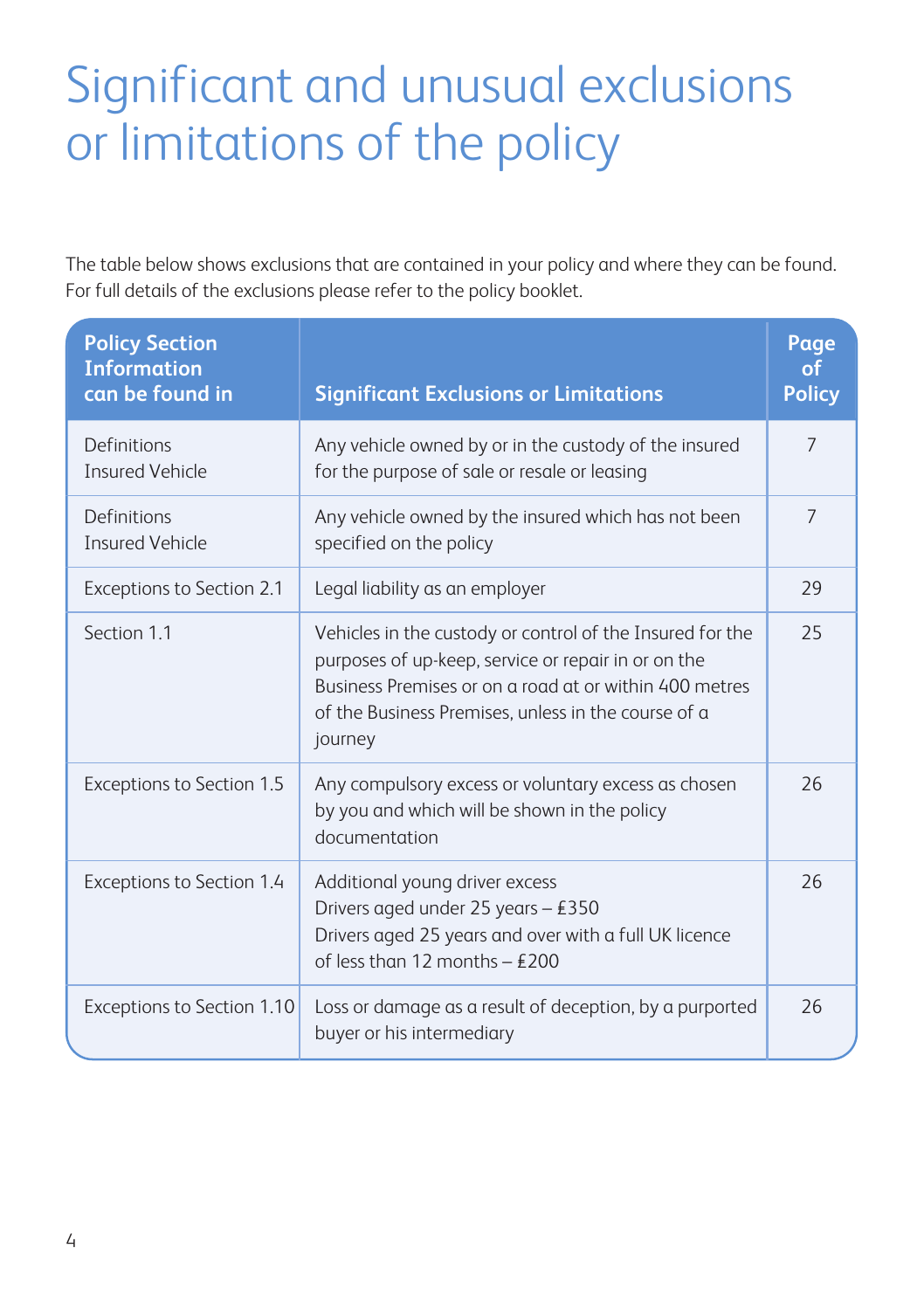# Significant and unusual exclusions or limitations of the policy

The table below shows exclusions that are contained in your policy and where they can be found. For full details of the exclusions please refer to the policy booklet.

| Policy Section Information can be found in | Significant Exclusions or Limitations | Page of Policy |
|---|---|---|
| Definitions<br>Insured Vehicle | Any vehicle owned by or in the custody of the insured for the purpose of sale or resale or leasing | 7 |
| Definitions<br>Insured Vehicle | Any vehicle owned by the insured which has not been specified on the policy | 7 |
| Exceptions to Section 2.1 | Legal liability as an employer | 29 |
| Section 1.1 | Vehicles in the custody or control of the Insured for the purposes of up-keep, service or repair in or on the Business Premises or on a road at or within 400 metres of the Business Premises, unless in the course of a journey | 25 |
| Exceptions to Section 1.5 | Any compulsory excess or voluntary excess as chosen by you and which will be shown in the policy documentation | 26 |
| Exceptions to Section 1.4 | Additional young driver excess<br>Drivers aged under 25 years – £350<br>Drivers aged 25 years and over with a full UK licence of less than 12 months – £200 | 26 |
| Exceptions to Section 1.10 | Loss or damage as a result of deception, by a purported buyer or his intermediary | 26 |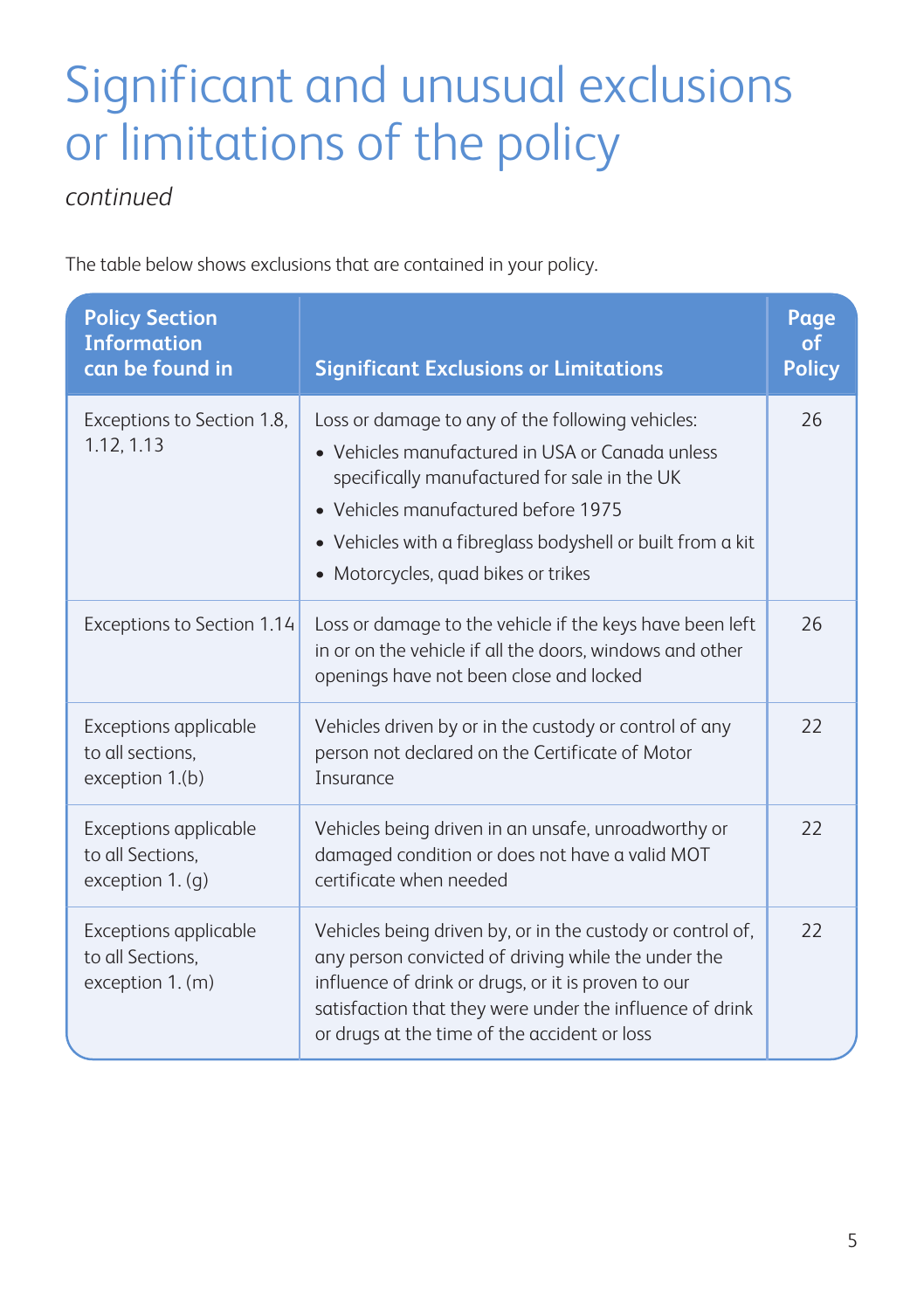# Significant and unusual exclusions or limitations of the policy

*continued*

The table below shows exclusions that are contained in your policy.

| Policy Section Information can be found in | Significant Exclusions or Limitations | Page of Policy |
|---|---|---|
| Exceptions to Section 1.8, 1.12, 1.13 | Loss or damage to any of the following vehicles:<br>• Vehicles manufactured in USA or Canada unless specifically manufactured for sale in the UK<br>• Vehicles manufactured before 1975<br>• Vehicles with a fibreglass bodyshell or built from a kit<br>• Motorcycles, quad bikes or trikes | 26 |
| Exceptions to Section 1.14 | Loss or damage to the vehicle if the keys have been left in or on the vehicle if all the doors, windows and other openings have not been close and locked | 26 |
| Exceptions applicable to all sections, exception 1.(b) | Vehicles driven by or in the custody or control of any person not declared on the Certificate of Motor Insurance | 22 |
| Exceptions applicable to all Sections, exception 1. (g) | Vehicles being driven in an unsafe, unroadworthy or damaged condition or does not have a valid MOT certificate when needed | 22 |
| Exceptions applicable to all Sections, exception 1. (m) | Vehicles being driven by, or in the custody or control of, any person convicted of driving while the under the influence of drink or drugs, or it is proven to our satisfaction that they were under the influence of drink or drugs at the time of the accident or loss | 22 |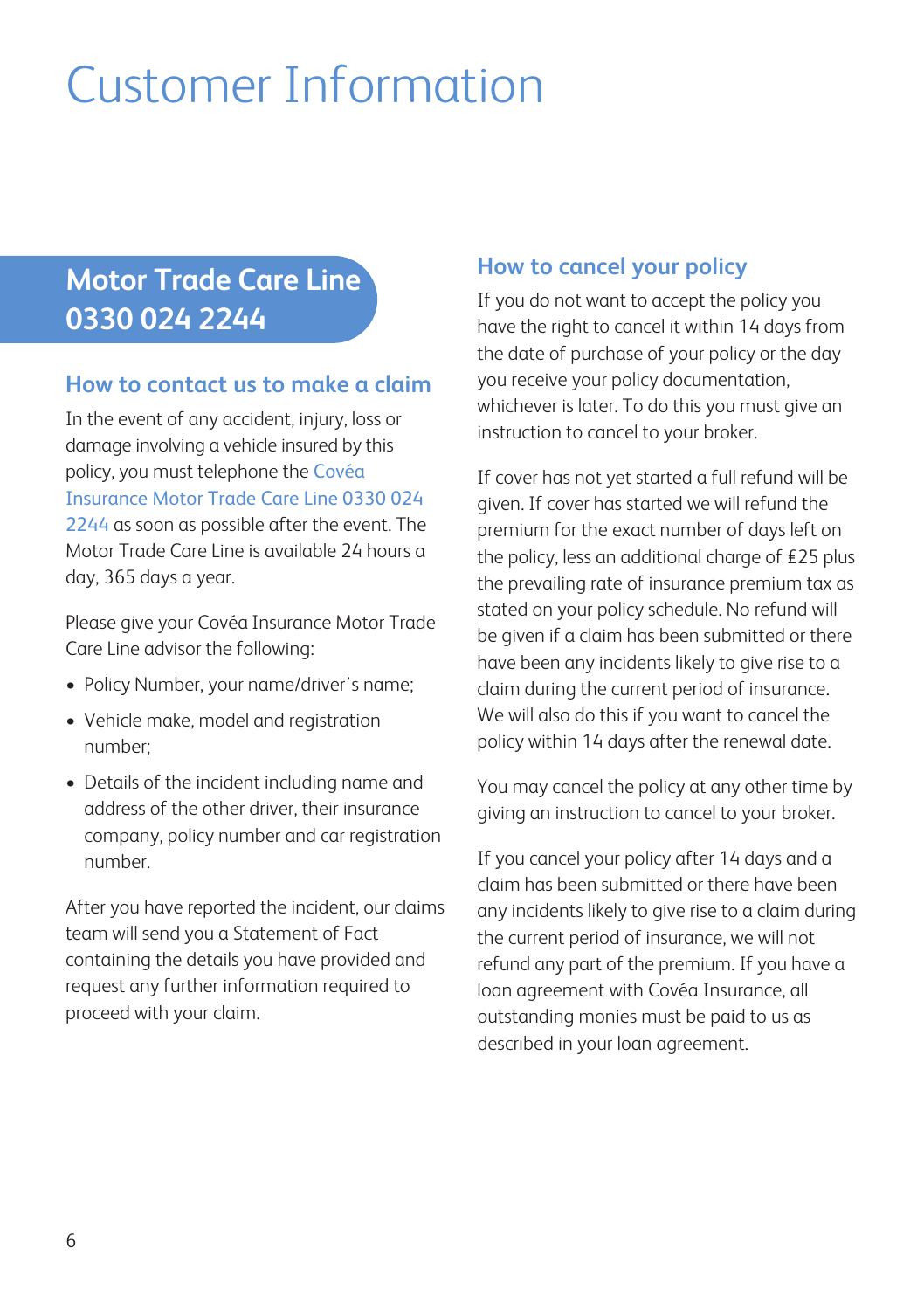# Customer Information

## Motor Trade Care Line 0330 024 2244

### How to contact us to make a claim

In the event of any accident, injury, loss or damage involving a vehicle insured by this policy, you must telephone the Covéa Insurance Motor Trade Care Line 0330 024 2244 as soon as possible after the event. The Motor Trade Care Line is available 24 hours a day, 365 days a year.

Please give your Covéa Insurance Motor Trade Care Line advisor the following:

- Policy Number, your name/driver's name;
- Vehicle make, model and registration number;
- Details of the incident including name and address of the other driver, their insurance company, policy number and car registration number.

After you have reported the incident, our claims team will send you a Statement of Fact containing the details you have provided and request any further information required to proceed with your claim.

### How to cancel your policy

If you do not want to accept the policy you have the right to cancel it within 14 days from the date of purchase of your policy or the day you receive your policy documentation, whichever is later. To do this you must give an instruction to cancel to your broker.

If cover has not yet started a full refund will be given. If cover has started we will refund the premium for the exact number of days left on the policy, less an additional charge of £25 plus the prevailing rate of insurance premium tax as stated on your policy schedule. No refund will be given if a claim has been submitted or there have been any incidents likely to give rise to a claim during the current period of insurance. We will also do this if you want to cancel the policy within 14 days after the renewal date.

You may cancel the policy at any other time by giving an instruction to cancel to your broker.

If you cancel your policy after 14 days and a claim has been submitted or there have been any incidents likely to give rise to a claim during the current period of insurance, we will not refund any part of the premium. If you have a loan agreement with Covéa Insurance, all outstanding monies must be paid to us as described in your loan agreement.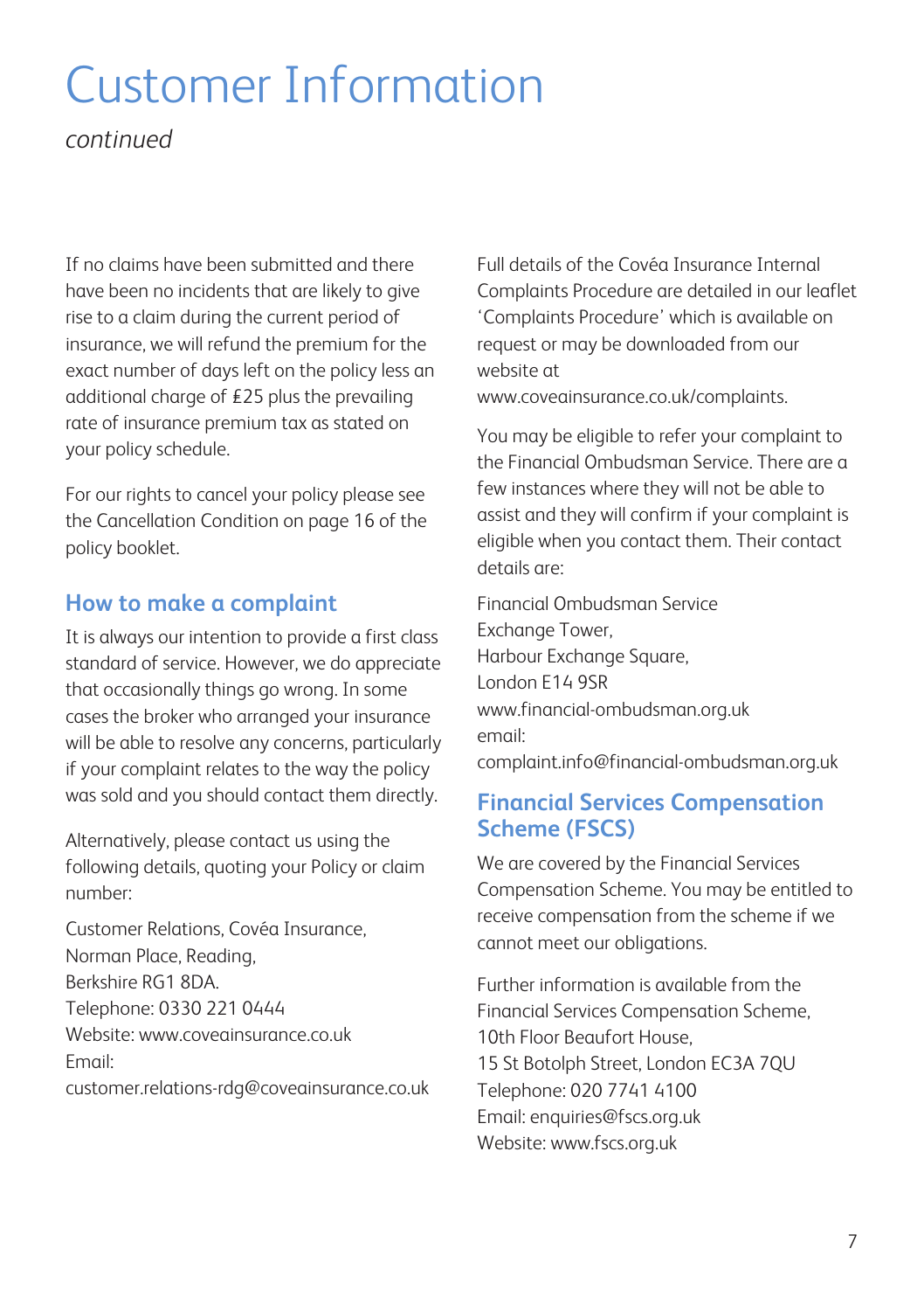# Customer Information

*continued*

If no claims have been submitted and there have been no incidents that are likely to give rise to a claim during the current period of insurance, we will refund the premium for the exact number of days left on the policy less an additional charge of £25 plus the prevailing rate of insurance premium tax as stated on your policy schedule.

For our rights to cancel your policy please see the Cancellation Condition on page 16 of the policy booklet.

## How to make a complaint

It is always our intention to provide a first class standard of service. However, we do appreciate that occasionally things go wrong. In some cases the broker who arranged your insurance will be able to resolve any concerns, particularly if your complaint relates to the way the policy was sold and you should contact them directly.

Alternatively, please contact us using the following details, quoting your Policy or claim number:

Customer Relations, Covéa Insurance,
Norman Place, Reading,
Berkshire RG1 8DA.
Telephone: 0330 221 0444
Website: www.coveainsurance.co.uk
Email:
customer.relations-rdg@coveainsurance.co.uk

Full details of the Covéa Insurance Internal Complaints Procedure are detailed in our leaflet 'Complaints Procedure' which is available on request or may be downloaded from our website at
www.coveainsurance.co.uk/complaints.

You may be eligible to refer your complaint to the Financial Ombudsman Service. There are a few instances where they will not be able to assist and they will confirm if your complaint is eligible when you contact them. Their contact details are:

Financial Ombudsman Service
Exchange Tower,
Harbour Exchange Square,
London E14 9SR
www.financial-ombudsman.org.uk
email:
complaint.info@financial-ombudsman.org.uk

## Financial Services Compensation Scheme (FSCS)

We are covered by the Financial Services Compensation Scheme. You may be entitled to receive compensation from the scheme if we cannot meet our obligations.

Further information is available from the Financial Services Compensation Scheme,
10th Floor Beaufort House,
15 St Botolph Street, London EC3A 7QU
Telephone: 020 7741 4100
Email: enquiries@fscs.org.uk
Website: www.fscs.org.uk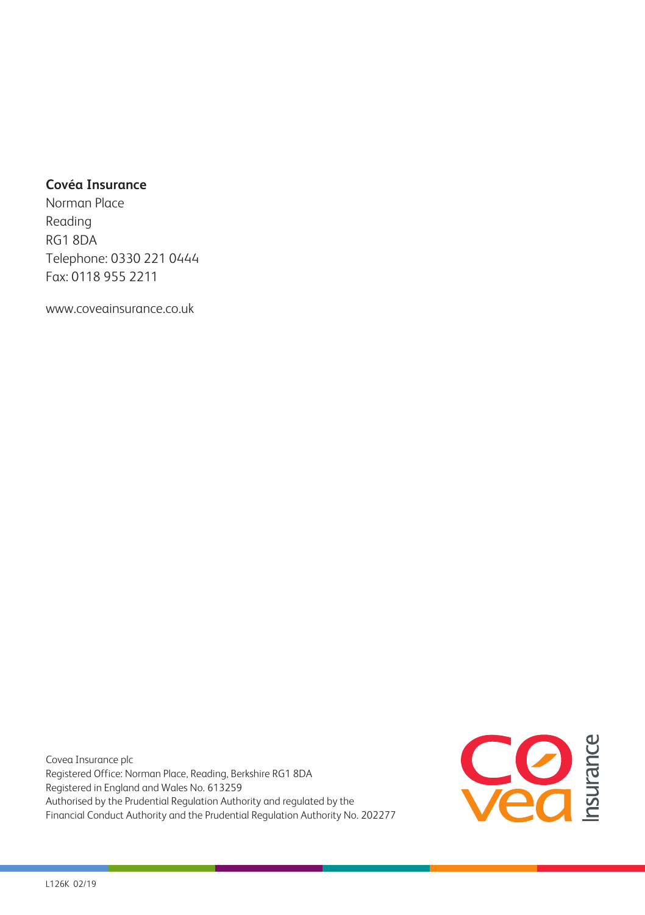**Covéa Insurance**
Norman Place
Reading
RG1 8DA
Telephone: 0330 221 0444
Fax: 0118 955 2211

www.coveainsurance.co.uk

Covea Insurance plc
Registered Office: Norman Place, Reading, Berkshire RG1 8DA
Registered in England and Wales No. 613259
Authorised by the Prudential Regulation Authority and regulated by the Financial Conduct Authority and the Prudential Regulation Authority No. 202277

L126K 02/19